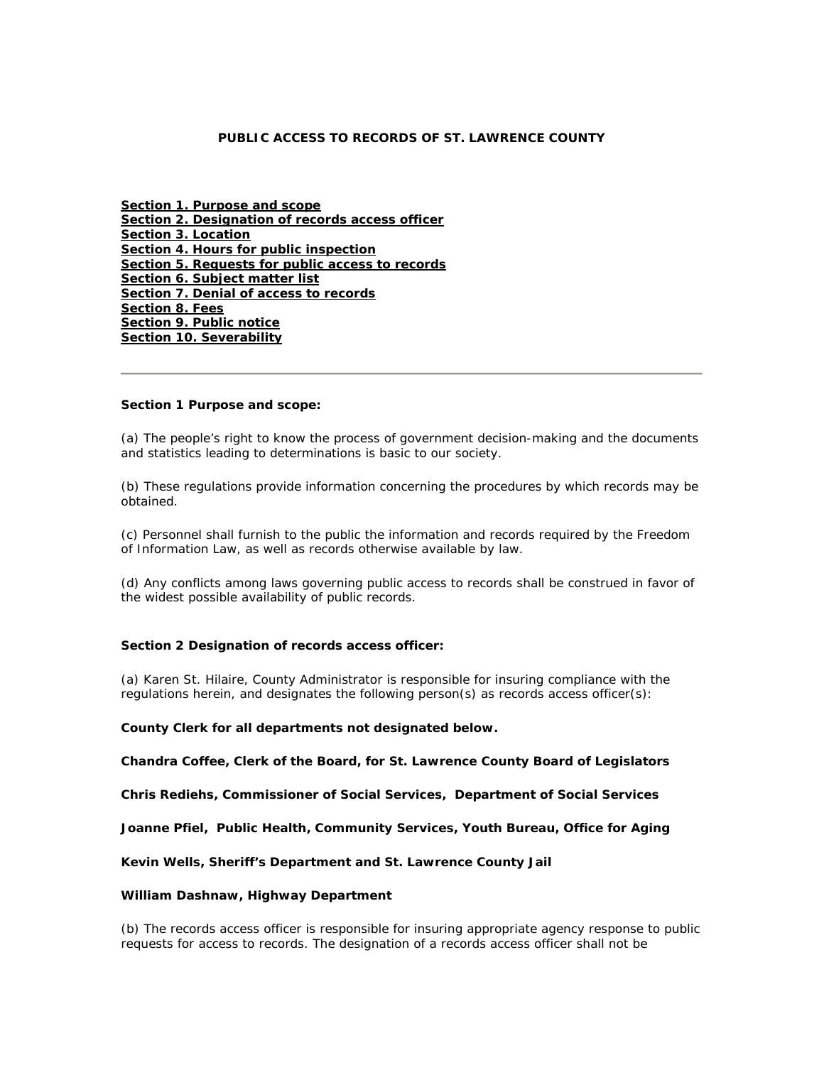# PUBLIC ACCESS TO RECORDS OF ST. LAWRENCE COUNTY

**Section 1. Purpose and scope**
**Section 2. Designation of records access officer**
**Section 3. Location**
**Section 4. Hours for public inspection**
**Section 5. Requests for public access to records**
**Section 6. Subject matter list**
**Section 7. Denial of access to records**
**Section 8. Fees**
**Section 9. Public notice**
**Section 10. Severability**

---

### Section 1 Purpose and scope:

(a) The people's right to know the process of government decision-making and the documents and statistics leading to determinations is basic to our society.

(b) These regulations provide information concerning the procedures by which records may be obtained.

(c) Personnel shall furnish to the public the information and records required by the Freedom of Information Law, as well as records otherwise available by law.

(d) Any conflicts among laws governing public access to records shall be construed in favor of the widest possible availability of public records.

### Section 2 Designation of records access officer:

(a) Karen St. Hilaire, County Administrator is responsible for insuring compliance with the regulations herein, and designates the following person(s) as records access officer(s):

**County Clerk for all departments not designated below.**

**Chandra Coffee, Clerk of the Board, for St. Lawrence County Board of Legislators**

**Chris Rediehs, Commissioner of Social Services, Department of Social Services**

**Joanne Pfiel, Public Health, Community Services, Youth Bureau, Office for Aging**

**Kevin Wells, Sheriff's Department and St. Lawrence County Jail**

**William Dashnaw, Highway Department**

(b) The records access officer is responsible for insuring appropriate agency response to public requests for access to records. The designation of a records access officer shall not be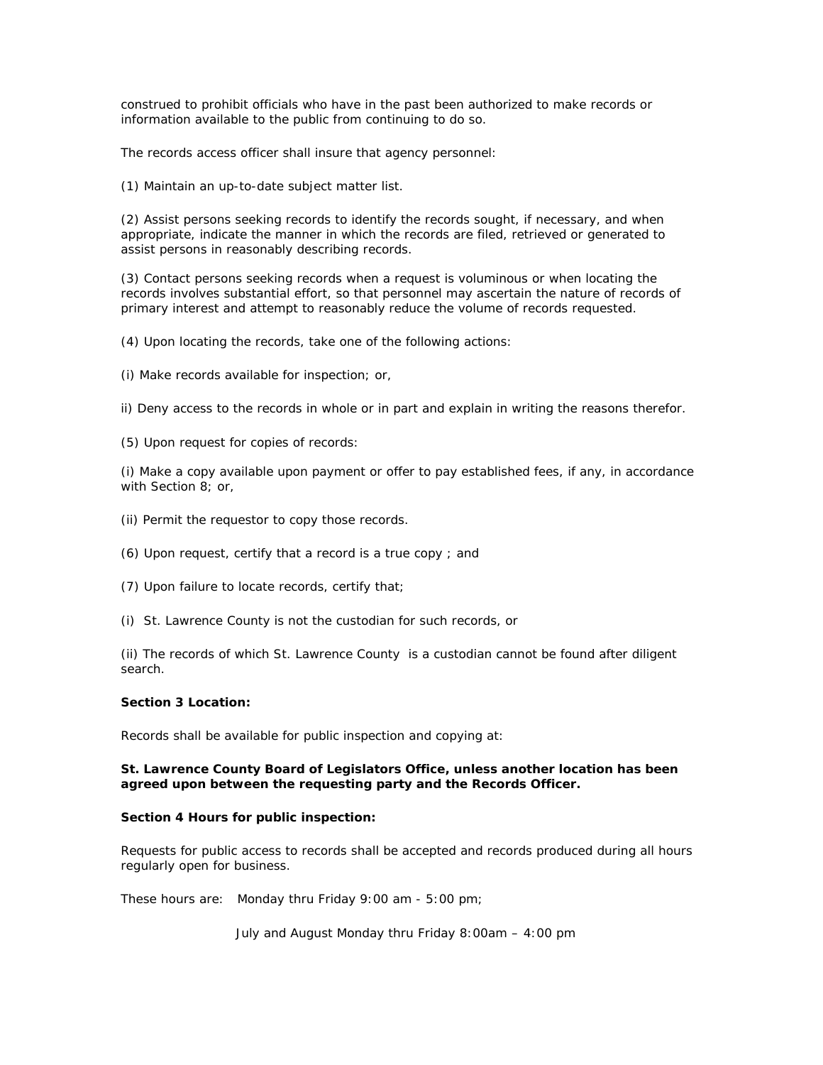construed to prohibit officials who have in the past been authorized to make records or information available to the public from continuing to do so.

The records access officer shall insure that agency personnel:

(1) Maintain an up-to-date subject matter list.

(2) Assist persons seeking records to identify the records sought, if necessary, and when appropriate, indicate the manner in which the records are filed, retrieved or generated to assist persons in reasonably describing records.

(3) Contact persons seeking records when a request is voluminous or when locating the records involves substantial effort, so that personnel may ascertain the nature of records of primary interest and attempt to reasonably reduce the volume of records requested.

(4) Upon locating the records, take one of the following actions:

(i) Make records available for inspection; or,

ii) Deny access to the records in whole or in part and explain in writing the reasons therefor.

(5) Upon request for copies of records:

(i) Make a copy available upon payment or offer to pay established fees, if any, in accordance with Section 8; or,

(ii) Permit the requestor to copy those records.

(6) Upon request, certify that a record is a true copy ; and

(7) Upon failure to locate records, certify that;

(i) St. Lawrence County is not the custodian for such records, or

(ii) The records of which St. Lawrence County is a custodian cannot be found after diligent search.

**Section 3 Location:**

Records shall be available for public inspection and copying at:

**St. Lawrence County Board of Legislators Office, unless another location has been agreed upon between the requesting party and the Records Officer.**

**Section 4 Hours for public inspection:**

Requests for public access to records shall be accepted and records produced during all hours regularly open for business.

These hours are: Monday thru Friday 9:00 am - 5:00 pm;

July and August Monday thru Friday 8:00am – 4:00 pm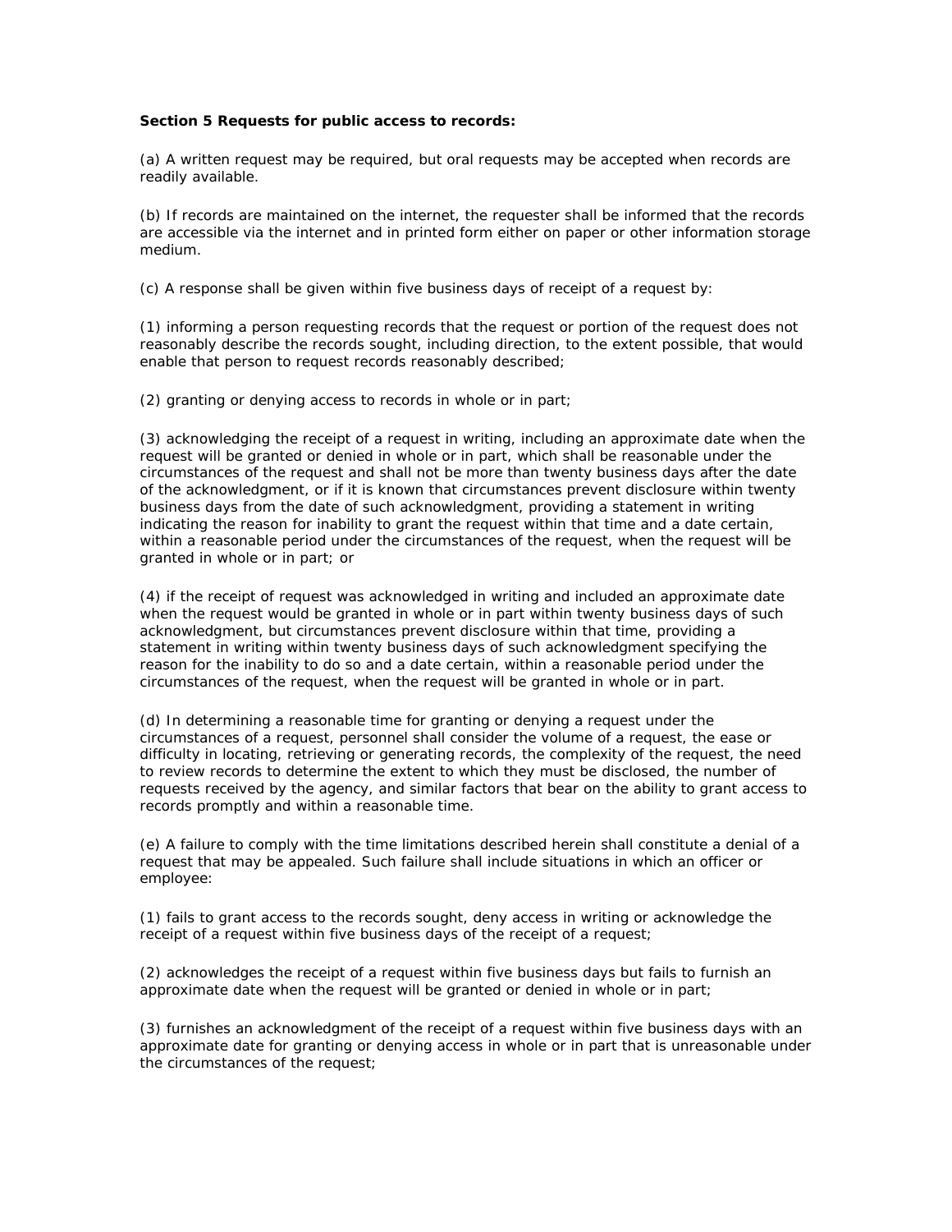**Section 5 Requests for public access to records:**

(a) A written request may be required, but oral requests may be accepted when records are readily available.

(b) If records are maintained on the internet, the requester shall be informed that the records are accessible via the internet and in printed form either on paper or other information storage medium.

(c) A response shall be given within five business days of receipt of a request by:

(1) informing a person requesting records that the request or portion of the request does not reasonably describe the records sought, including direction, to the extent possible, that would enable that person to request records reasonably described;

(2) granting or denying access to records in whole or in part;

(3) acknowledging the receipt of a request in writing, including an approximate date when the request will be granted or denied in whole or in part, which shall be reasonable under the circumstances of the request and shall not be more than twenty business days after the date of the acknowledgment, or if it is known that circumstances prevent disclosure within twenty business days from the date of such acknowledgment, providing a statement in writing indicating the reason for inability to grant the request within that time and a date certain, within a reasonable period under the circumstances of the request, when the request will be granted in whole or in part; or

(4) if the receipt of request was acknowledged in writing and included an approximate date when the request would be granted in whole or in part within twenty business days of such acknowledgment, but circumstances prevent disclosure within that time, providing a statement in writing within twenty business days of such acknowledgment specifying the reason for the inability to do so and a date certain, within a reasonable period under the circumstances of the request, when the request will be granted in whole or in part.

(d) In determining a reasonable time for granting or denying a request under the circumstances of a request, personnel shall consider the volume of a request, the ease or difficulty in locating, retrieving or generating records, the complexity of the request, the need to review records to determine the extent to which they must be disclosed, the number of requests received by the agency, and similar factors that bear on the ability to grant access to records promptly and within a reasonable time.

(e) A failure to comply with the time limitations described herein shall constitute a denial of a request that may be appealed. Such failure shall include situations in which an officer or employee:

(1) fails to grant access to the records sought, deny access in writing or acknowledge the receipt of a request within five business days of the receipt of a request;

(2) acknowledges the receipt of a request within five business days but fails to furnish an approximate date when the request will be granted or denied in whole or in part;

(3) furnishes an acknowledgment of the receipt of a request within five business days with an approximate date for granting or denying access in whole or in part that is unreasonable under the circumstances of the request;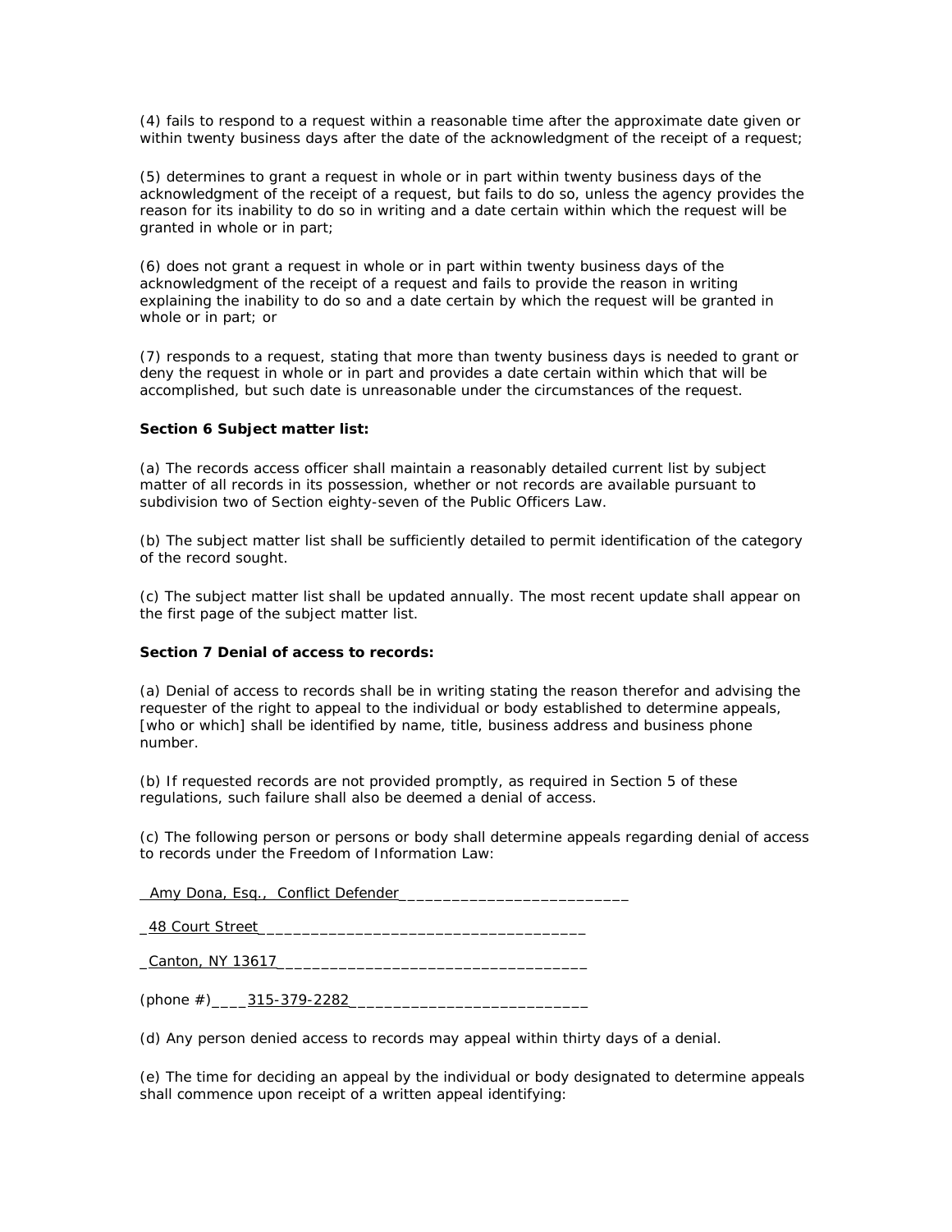(4) fails to respond to a request within a reasonable time after the approximate date given or within twenty business days after the date of the acknowledgment of the receipt of a request;

(5) determines to grant a request in whole or in part within twenty business days of the acknowledgment of the receipt of a request, but fails to do so, unless the agency provides the reason for its inability to do so in writing and a date certain within which the request will be granted in whole or in part;

(6) does not grant a request in whole or in part within twenty business days of the acknowledgment of the receipt of a request and fails to provide the reason in writing explaining the inability to do so and a date certain by which the request will be granted in whole or in part; or

(7) responds to a request, stating that more than twenty business days is needed to grant or deny the request in whole or in part and provides a date certain within which that will be accomplished, but such date is unreasonable under the circumstances of the request.

**Section 6 Subject matter list:**

(a) The records access officer shall maintain a reasonably detailed current list by subject matter of all records in its possession, whether or not records are available pursuant to subdivision two of Section eighty-seven of the Public Officers Law.

(b) The subject matter list shall be sufficiently detailed to permit identification of the category of the record sought.

(c) The subject matter list shall be updated annually. The most recent update shall appear on the first page of the subject matter list.

**Section 7 Denial of access to records:**

(a) Denial of access to records shall be in writing stating the reason therefor and advising the requester of the right to appeal to the individual or body established to determine appeals, [who or which] shall be identified by name, title, business address and business phone number.

(b) If requested records are not provided promptly, as required in Section 5 of these regulations, such failure shall also be deemed a denial of access.

(c) The following person or persons or body shall determine appeals regarding denial of access to records under the Freedom of Information Law:

__Amy Dona, Esq.,  Conflict Defender__________________________

_48 Court Street____________________________________

_Canton, NY 13617__________________________________

(phone #)____315-379-2282__________________________

(d) Any person denied access to records may appeal within thirty days of a denial.

(e) The time for deciding an appeal by the individual or body designated to determine appeals shall commence upon receipt of a written appeal identifying: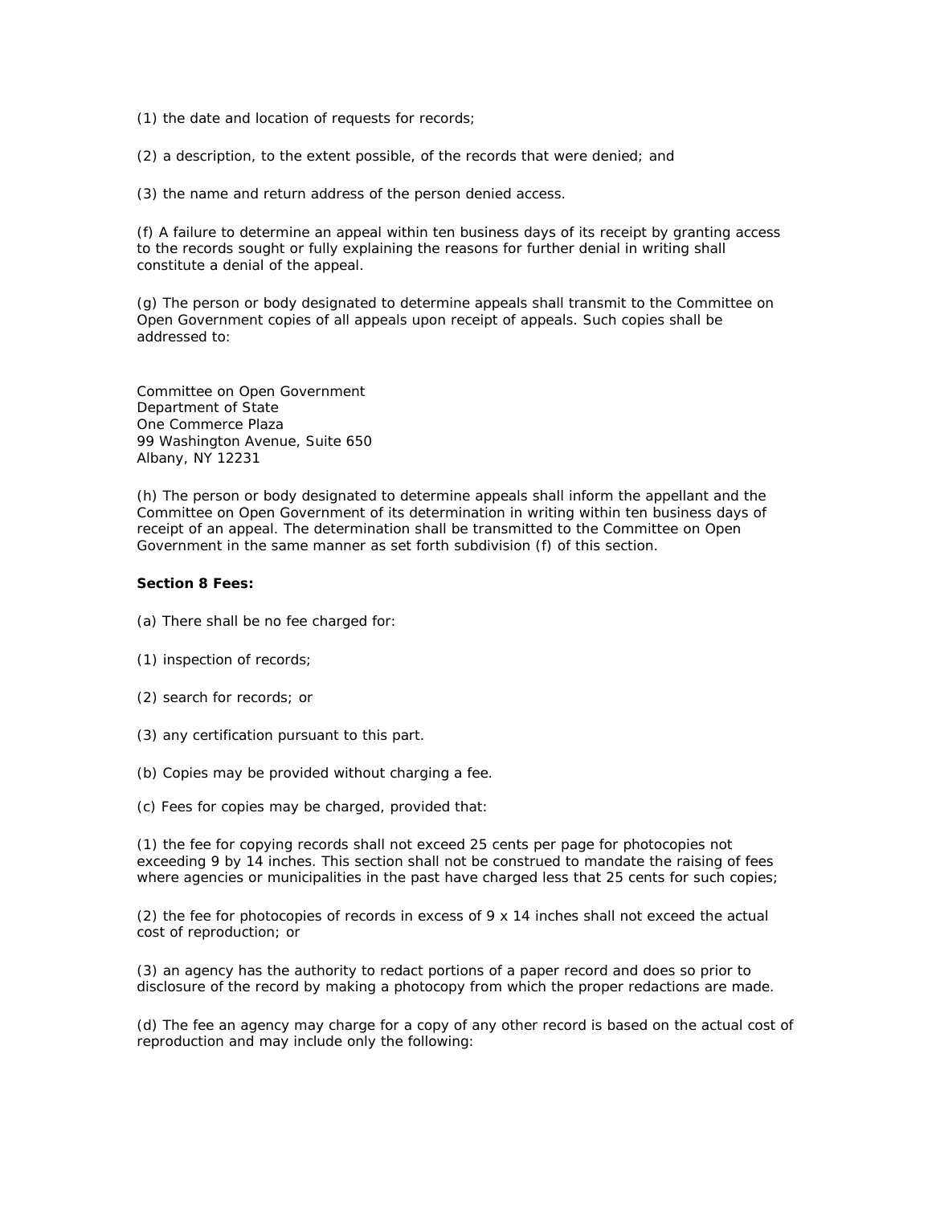(1) the date and location of requests for records;

(2) a description, to the extent possible, of the records that were denied; and

(3) the name and return address of the person denied access.

(f) A failure to determine an appeal within ten business days of its receipt by granting access to the records sought or fully explaining the reasons for further denial in writing shall constitute a denial of the appeal.

(g) The person or body designated to determine appeals shall transmit to the Committee on Open Government copies of all appeals upon receipt of appeals. Such copies shall be addressed to:

Committee on Open Government
Department of State
One Commerce Plaza
99 Washington Avenue, Suite 650
Albany, NY 12231

(h) The person or body designated to determine appeals shall inform the appellant and the Committee on Open Government of its determination in writing within ten business days of receipt of an appeal. The determination shall be transmitted to the Committee on Open Government in the same manner as set forth subdivision (f) of this section.

**Section 8 Fees:**

(a) There shall be no fee charged for:

(1) inspection of records;

(2) search for records; or

(3) any certification pursuant to this part.

(b) Copies may be provided without charging a fee.

(c) Fees for copies may be charged, provided that:

(1) the fee for copying records shall not exceed 25 cents per page for photocopies not exceeding 9 by 14 inches. This section shall not be construed to mandate the raising of fees where agencies or municipalities in the past have charged less that 25 cents for such copies;

(2) the fee for photocopies of records in excess of 9 x 14 inches shall not exceed the actual cost of reproduction; or

(3) an agency has the authority to redact portions of a paper record and does so prior to disclosure of the record by making a photocopy from which the proper redactions are made.

(d) The fee an agency may charge for a copy of any other record is based on the actual cost of reproduction and may include only the following: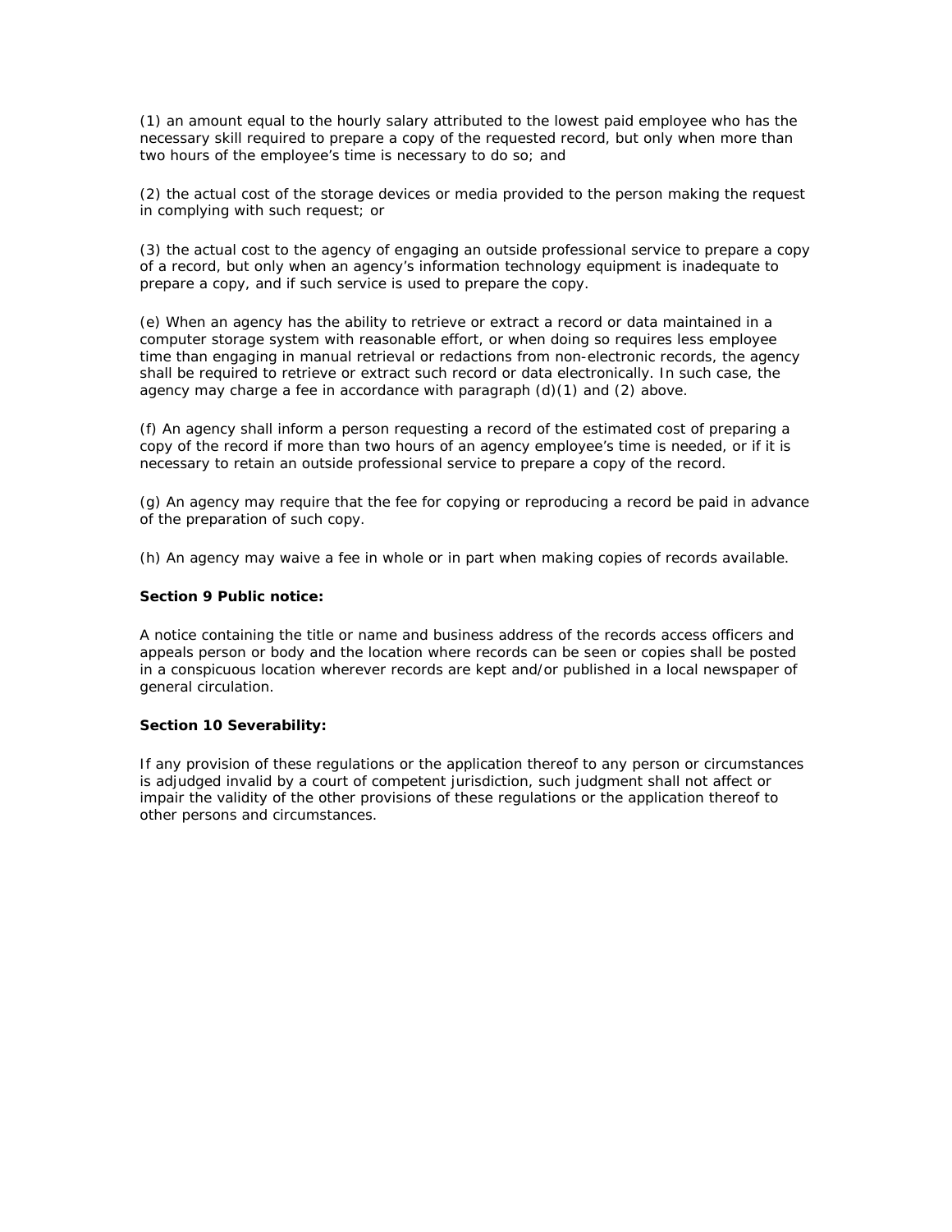(1) an amount equal to the hourly salary attributed to the lowest paid employee who has the necessary skill required to prepare a copy of the requested record, but only when more than two hours of the employee's time is necessary to do so; and

(2) the actual cost of the storage devices or media provided to the person making the request in complying with such request; or

(3) the actual cost to the agency of engaging an outside professional service to prepare a copy of a record, but only when an agency's information technology equipment is inadequate to prepare a copy, and if such service is used to prepare the copy.

(e) When an agency has the ability to retrieve or extract a record or data maintained in a computer storage system with reasonable effort, or when doing so requires less employee time than engaging in manual retrieval or redactions from non-electronic records, the agency shall be required to retrieve or extract such record or data electronically. In such case, the agency may charge a fee in accordance with paragraph (d)(1) and (2) above.

(f) An agency shall inform a person requesting a record of the estimated cost of preparing a copy of the record if more than two hours of an agency employee's time is needed, or if it is necessary to retain an outside professional service to prepare a copy of the record.

(g) An agency may require that the fee for copying or reproducing a record be paid in advance of the preparation of such copy.

(h) An agency may waive a fee in whole or in part when making copies of records available.

**Section 9 Public notice:**

A notice containing the title or name and business address of the records access officers and appeals person or body and the location where records can be seen or copies shall be posted in a conspicuous location wherever records are kept and/or published in a local newspaper of general circulation.

**Section 10 Severability:**

If any provision of these regulations or the application thereof to any person or circumstances is adjudged invalid by a court of competent jurisdiction, such judgment shall not affect or impair the validity of the other provisions of these regulations or the application thereof to other persons and circumstances.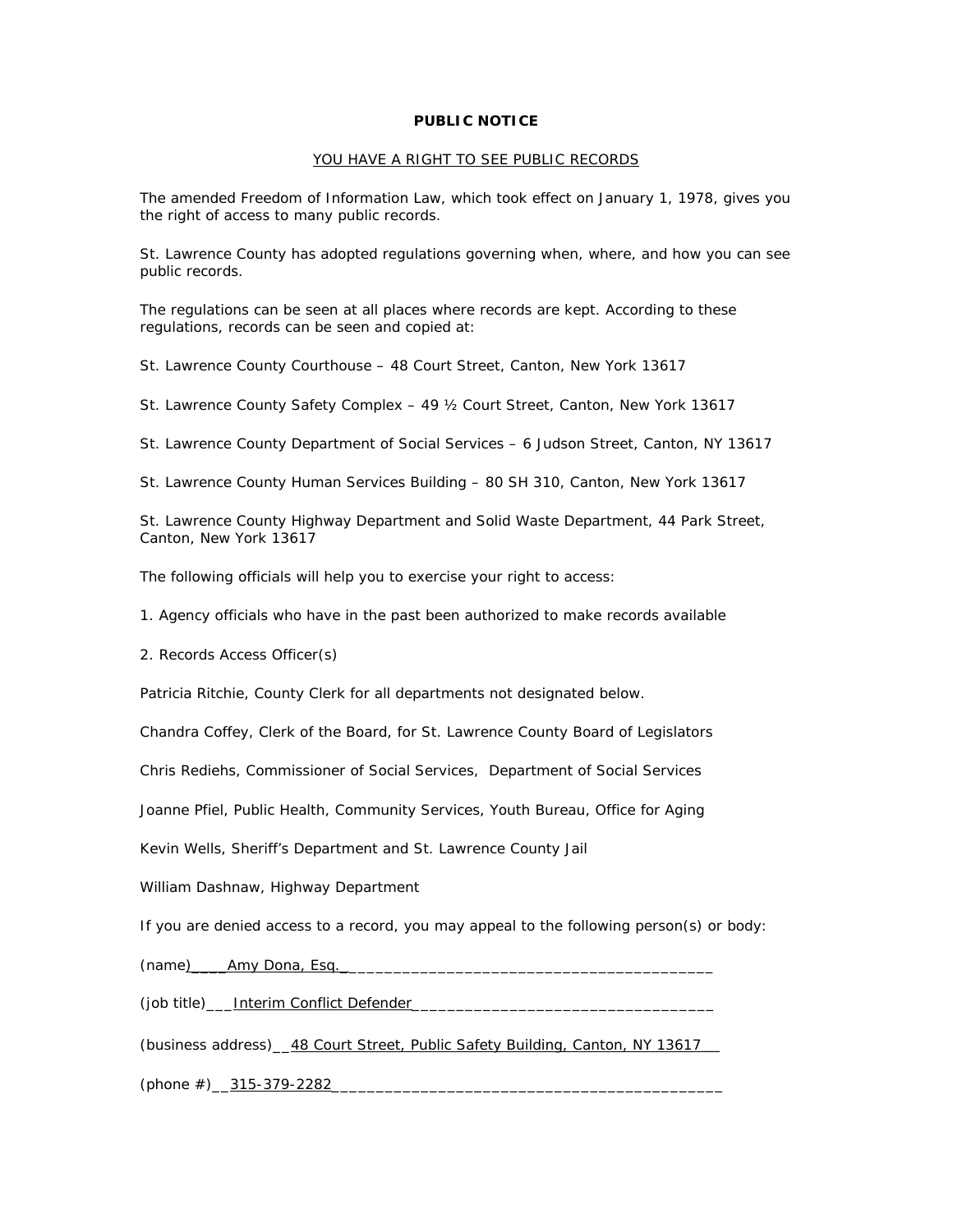**PUBLIC NOTICE**

YOU HAVE A RIGHT TO SEE PUBLIC RECORDS

The amended Freedom of Information Law, which took effect on January 1, 1978, gives you the right of access to many public records.

St. Lawrence County has adopted regulations governing when, where, and how you can see public records.

The regulations can be seen at all places where records are kept. According to these regulations, records can be seen and copied at:

St. Lawrence County Courthouse – 48 Court Street, Canton, New York 13617

St. Lawrence County Safety Complex – 49 ½ Court Street, Canton, New York 13617

St. Lawrence County Department of Social Services – 6 Judson Street, Canton, NY 13617

St. Lawrence County Human Services Building – 80 SH 310, Canton, New York 13617

St. Lawrence County Highway Department and Solid Waste Department, 44 Park Street, Canton, New York 13617

The following officials will help you to exercise your right to access:

1. Agency officials who have in the past been authorized to make records available

2. Records Access Officer(s)

Patricia Ritchie, County Clerk for all departments not designated below.

Chandra Coffey, Clerk of the Board, for St. Lawrence County Board of Legislators

Chris Rediehs, Commissioner of Social Services, Department of Social Services

Joanne Pfiel, Public Health, Community Services, Youth Bureau, Office for Aging

Kevin Wells, Sheriff's Department and St. Lawrence County Jail

William Dashnaw, Highway Department

If you are denied access to a record, you may appeal to the following person(s) or body:

(name) Amy Dona, Esq.

(job title) Interim Conflict Defender

(business address) 48 Court Street, Public Safety Building, Canton, NY 13617

(phone #) 315-379-2282